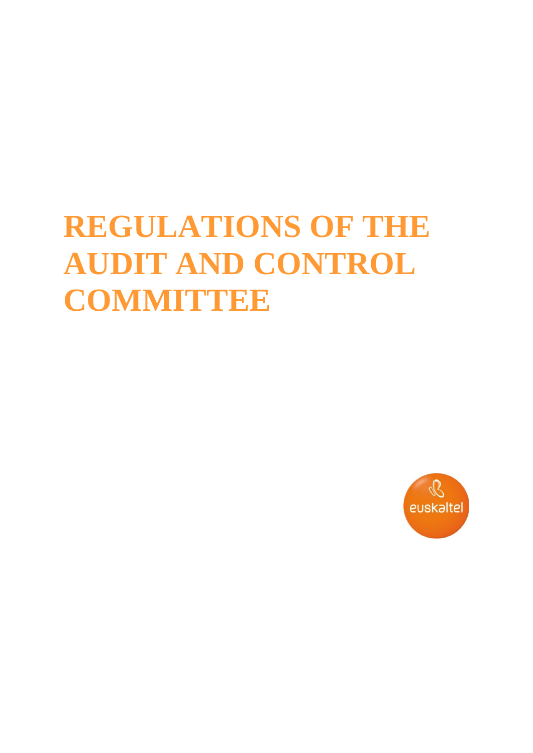# REGULATIONS OF THE AUDIT AND CONTROL COMMITTEE

euskaltel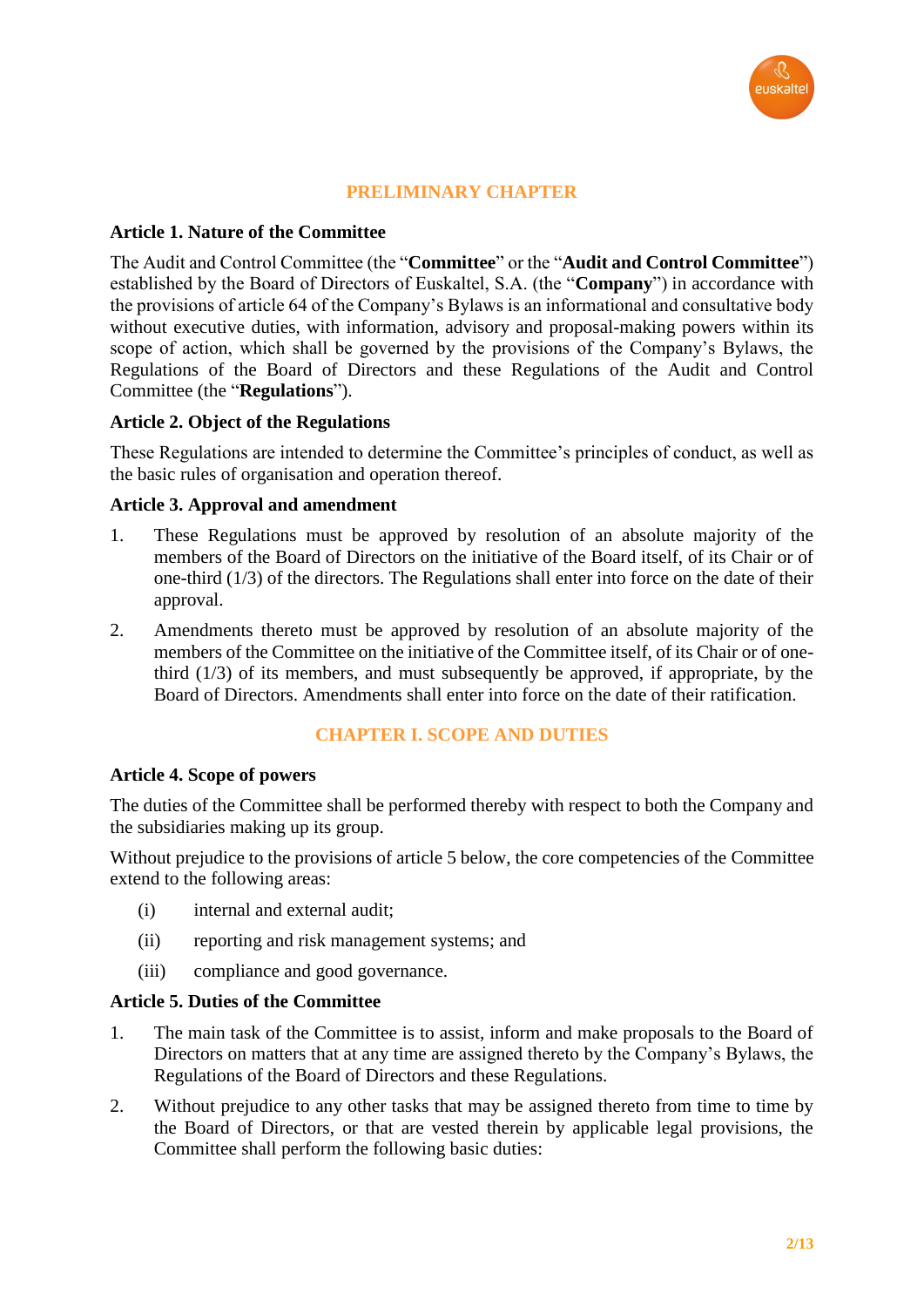## PRELIMINARY CHAPTER

### Article 1. Nature of the Committee

The Audit and Control Committee (the "**Committee**" or the "**Audit and Control Committee**") established by the Board of Directors of Euskaltel, S.A. (the "**Company**") in accordance with the provisions of article 64 of the Company's Bylaws is an informational and consultative body without executive duties, with information, advisory and proposal-making powers within its scope of action, which shall be governed by the provisions of the Company's Bylaws, the Regulations of the Board of Directors and these Regulations of the Audit and Control Committee (the "**Regulations**").

### Article 2. Object of the Regulations

These Regulations are intended to determine the Committee's principles of conduct, as well as the basic rules of organisation and operation thereof.

### Article 3. Approval and amendment

1. These Regulations must be approved by resolution of an absolute majority of the members of the Board of Directors on the initiative of the Board itself, of its Chair or of one-third (1/3) of the directors. The Regulations shall enter into force on the date of their approval.
2. Amendments thereto must be approved by resolution of an absolute majority of the members of the Committee on the initiative of the Committee itself, of its Chair or of one-third (1/3) of its members, and must subsequently be approved, if appropriate, by the Board of Directors. Amendments shall enter into force on the date of their ratification.

## CHAPTER I. SCOPE AND DUTIES

### Article 4. Scope of powers

The duties of the Committee shall be performed thereby with respect to both the Company and the subsidiaries making up its group.

Without prejudice to the provisions of article 5 below, the core competencies of the Committee extend to the following areas:

(i) internal and external audit;

(ii) reporting and risk management systems; and

(iii) compliance and good governance.

### Article 5. Duties of the Committee

1. The main task of the Committee is to assist, inform and make proposals to the Board of Directors on matters that at any time are assigned thereto by the Company's Bylaws, the Regulations of the Board of Directors and these Regulations.
2. Without prejudice to any other tasks that may be assigned thereto from time to time by the Board of Directors, or that are vested therein by applicable legal provisions, the Committee shall perform the following basic duties: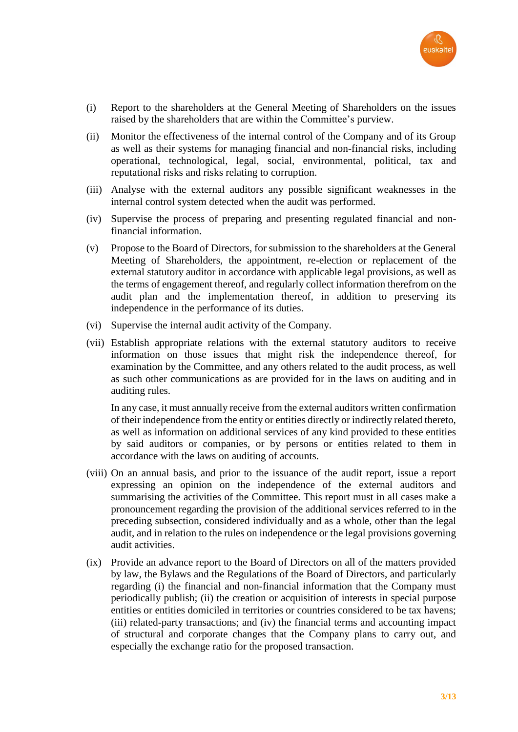(i) Report to the shareholders at the General Meeting of Shareholders on the issues raised by the shareholders that are within the Committee's purview.

(ii) Monitor the effectiveness of the internal control of the Company and of its Group as well as their systems for managing financial and non-financial risks, including operational, technological, legal, social, environmental, political, tax and reputational risks and risks relating to corruption.

(iii) Analyse with the external auditors any possible significant weaknesses in the internal control system detected when the audit was performed.

(iv) Supervise the process of preparing and presenting regulated financial and non-financial information.

(v) Propose to the Board of Directors, for submission to the shareholders at the General Meeting of Shareholders, the appointment, re-election or replacement of the external statutory auditor in accordance with applicable legal provisions, as well as the terms of engagement thereof, and regularly collect information therefrom on the audit plan and the implementation thereof, in addition to preserving its independence in the performance of its duties.

(vi) Supervise the internal audit activity of the Company.

(vii) Establish appropriate relations with the external statutory auditors to receive information on those issues that might risk the independence thereof, for examination by the Committee, and any others related to the audit process, as well as such other communications as are provided for in the laws on auditing and in auditing rules.

In any case, it must annually receive from the external auditors written confirmation of their independence from the entity or entities directly or indirectly related thereto, as well as information on additional services of any kind provided to these entities by said auditors or companies, or by persons or entities related to them in accordance with the laws on auditing of accounts.

(viii) On an annual basis, and prior to the issuance of the audit report, issue a report expressing an opinion on the independence of the external auditors and summarising the activities of the Committee. This report must in all cases make a pronouncement regarding the provision of the additional services referred to in the preceding subsection, considered individually and as a whole, other than the legal audit, and in relation to the rules on independence or the legal provisions governing audit activities.

(ix) Provide an advance report to the Board of Directors on all of the matters provided by law, the Bylaws and the Regulations of the Board of Directors, and particularly regarding (i) the financial and non-financial information that the Company must periodically publish; (ii) the creation or acquisition of interests in special purpose entities or entities domiciled in territories or countries considered to be tax havens; (iii) related-party transactions; and (iv) the financial terms and accounting impact of structural and corporate changes that the Company plans to carry out, and especially the exchange ratio for the proposed transaction.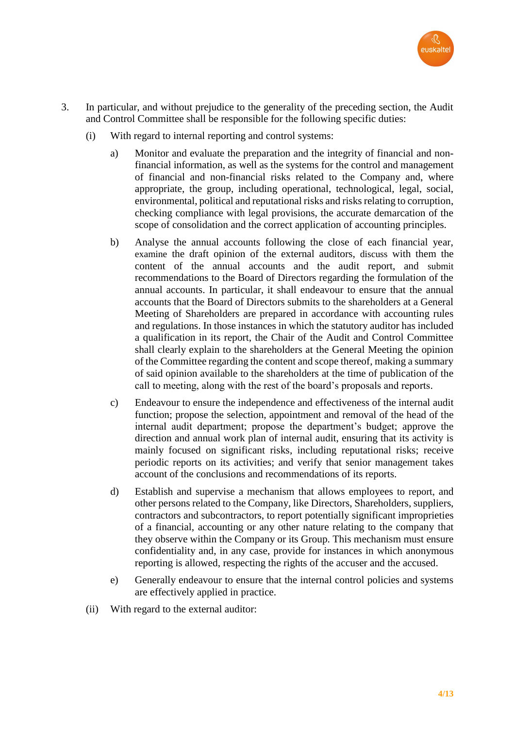3. In particular, and without prejudice to the generality of the preceding section, the Audit and Control Committee shall be responsible for the following specific duties:

   (i) With regard to internal reporting and control systems:

      a) Monitor and evaluate the preparation and the integrity of financial and non-financial information, as well as the systems for the control and management of financial and non-financial risks related to the Company and, where appropriate, the group, including operational, technological, legal, social, environmental, political and reputational risks and risks relating to corruption, checking compliance with legal provisions, the accurate demarcation of the scope of consolidation and the correct application of accounting principles.

      b) Analyse the annual accounts following the close of each financial year, examine the draft opinion of the external auditors, discuss with them the content of the annual accounts and the audit report, and submit recommendations to the Board of Directors regarding the formulation of the annual accounts. In particular, it shall endeavour to ensure that the annual accounts that the Board of Directors submits to the shareholders at a General Meeting of Shareholders are prepared in accordance with accounting rules and regulations. In those instances in which the statutory auditor has included a qualification in its report, the Chair of the Audit and Control Committee shall clearly explain to the shareholders at the General Meeting the opinion of the Committee regarding the content and scope thereof, making a summary of said opinion available to the shareholders at the time of publication of the call to meeting, along with the rest of the board's proposals and reports.

      c) Endeavour to ensure the independence and effectiveness of the internal audit function; propose the selection, appointment and removal of the head of the internal audit department; propose the department's budget; approve the direction and annual work plan of internal audit, ensuring that its activity is mainly focused on significant risks, including reputational risks; receive periodic reports on its activities; and verify that senior management takes account of the conclusions and recommendations of its reports.

      d) Establish and supervise a mechanism that allows employees to report, and other persons related to the Company, like Directors, Shareholders, suppliers, contractors and subcontractors, to report potentially significant improprieties of a financial, accounting or any other nature relating to the company that they observe within the Company or its Group. This mechanism must ensure confidentiality and, in any case, provide for instances in which anonymous reporting is allowed, respecting the rights of the accuser and the accused.

      e) Generally endeavour to ensure that the internal control policies and systems are effectively applied in practice.

   (ii) With regard to the external auditor: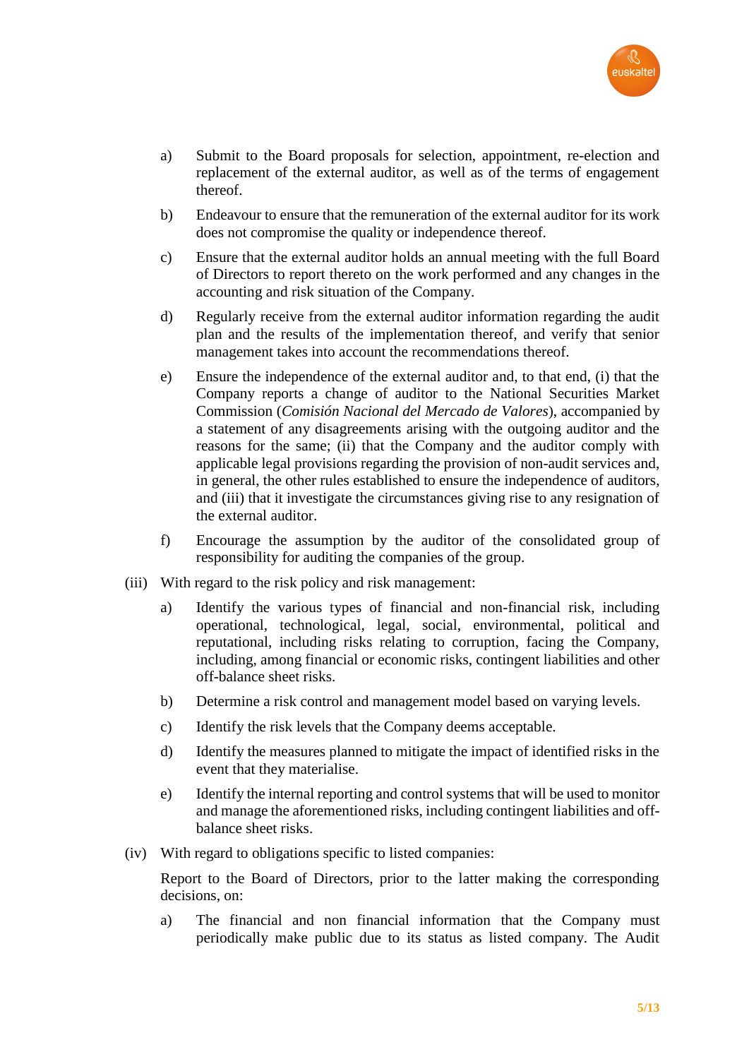a) Submit to the Board proposals for selection, appointment, re-election and replacement of the external auditor, as well as of the terms of engagement thereof.

b) Endeavour to ensure that the remuneration of the external auditor for its work does not compromise the quality or independence thereof.

c) Ensure that the external auditor holds an annual meeting with the full Board of Directors to report thereto on the work performed and any changes in the accounting and risk situation of the Company.

d) Regularly receive from the external auditor information regarding the audit plan and the results of the implementation thereof, and verify that senior management takes into account the recommendations thereof.

e) Ensure the independence of the external auditor and, to that end, (i) that the Company reports a change of auditor to the National Securities Market Commission (*Comisión Nacional del Mercado de Valores*), accompanied by a statement of any disagreements arising with the outgoing auditor and the reasons for the same; (ii) that the Company and the auditor comply with applicable legal provisions regarding the provision of non-audit services and, in general, the other rules established to ensure the independence of auditors, and (iii) that it investigate the circumstances giving rise to any resignation of the external auditor.

f) Encourage the assumption by the auditor of the consolidated group of responsibility for auditing the companies of the group.

(iii) With regard to the risk policy and risk management:

a) Identify the various types of financial and non-financial risk, including operational, technological, legal, social, environmental, political and reputational, including risks relating to corruption, facing the Company, including, among financial or economic risks, contingent liabilities and other off-balance sheet risks.

b) Determine a risk control and management model based on varying levels.

c) Identify the risk levels that the Company deems acceptable.

d) Identify the measures planned to mitigate the impact of identified risks in the event that they materialise.

e) Identify the internal reporting and control systems that will be used to monitor and manage the aforementioned risks, including contingent liabilities and off-balance sheet risks.

(iv) With regard to obligations specific to listed companies:

Report to the Board of Directors, prior to the latter making the corresponding decisions, on:

a) The financial and non financial information that the Company must periodically make public due to its status as listed company. The Audit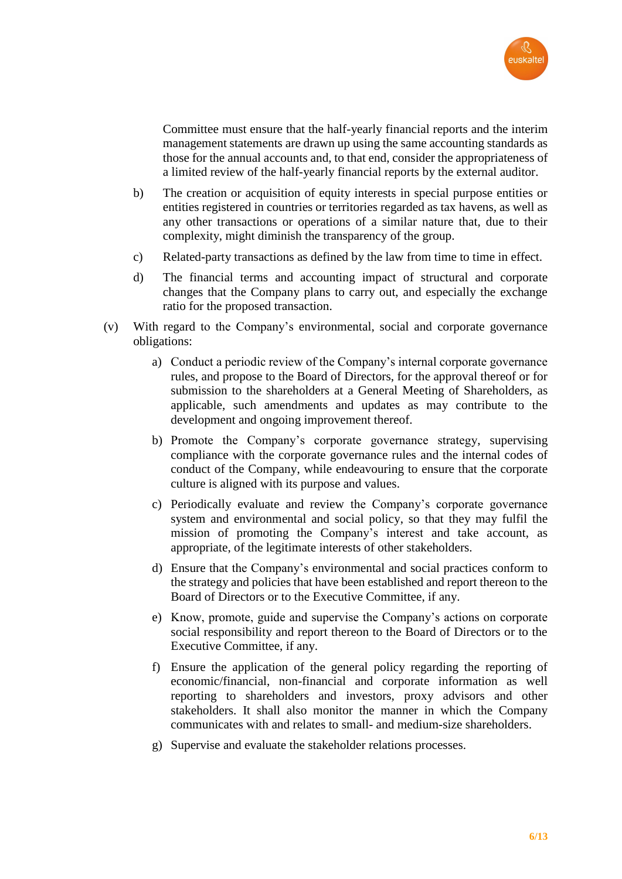Committee must ensure that the half-yearly financial reports and the interim management statements are drawn up using the same accounting standards as those for the annual accounts and, to that end, consider the appropriateness of a limited review of the half-yearly financial reports by the external auditor.

b) The creation or acquisition of equity interests in special purpose entities or entities registered in countries or territories regarded as tax havens, as well as any other transactions or operations of a similar nature that, due to their complexity, might diminish the transparency of the group.

c) Related-party transactions as defined by the law from time to time in effect.

d) The financial terms and accounting impact of structural and corporate changes that the Company plans to carry out, and especially the exchange ratio for the proposed transaction.

(v) With regard to the Company's environmental, social and corporate governance obligations:

a) Conduct a periodic review of the Company's internal corporate governance rules, and propose to the Board of Directors, for the approval thereof or for submission to the shareholders at a General Meeting of Shareholders, as applicable, such amendments and updates as may contribute to the development and ongoing improvement thereof.

b) Promote the Company's corporate governance strategy, supervising compliance with the corporate governance rules and the internal codes of conduct of the Company, while endeavouring to ensure that the corporate culture is aligned with its purpose and values.

c) Periodically evaluate and review the Company's corporate governance system and environmental and social policy, so that they may fulfil the mission of promoting the Company's interest and take account, as appropriate, of the legitimate interests of other stakeholders.

d) Ensure that the Company's environmental and social practices conform to the strategy and policies that have been established and report thereon to the Board of Directors or to the Executive Committee, if any.

e) Know, promote, guide and supervise the Company's actions on corporate social responsibility and report thereon to the Board of Directors or to the Executive Committee, if any.

f) Ensure the application of the general policy regarding the reporting of economic/financial, non-financial and corporate information as well reporting to shareholders and investors, proxy advisors and other stakeholders. It shall also monitor the manner in which the Company communicates with and relates to small- and medium-size shareholders.

g) Supervise and evaluate the stakeholder relations processes.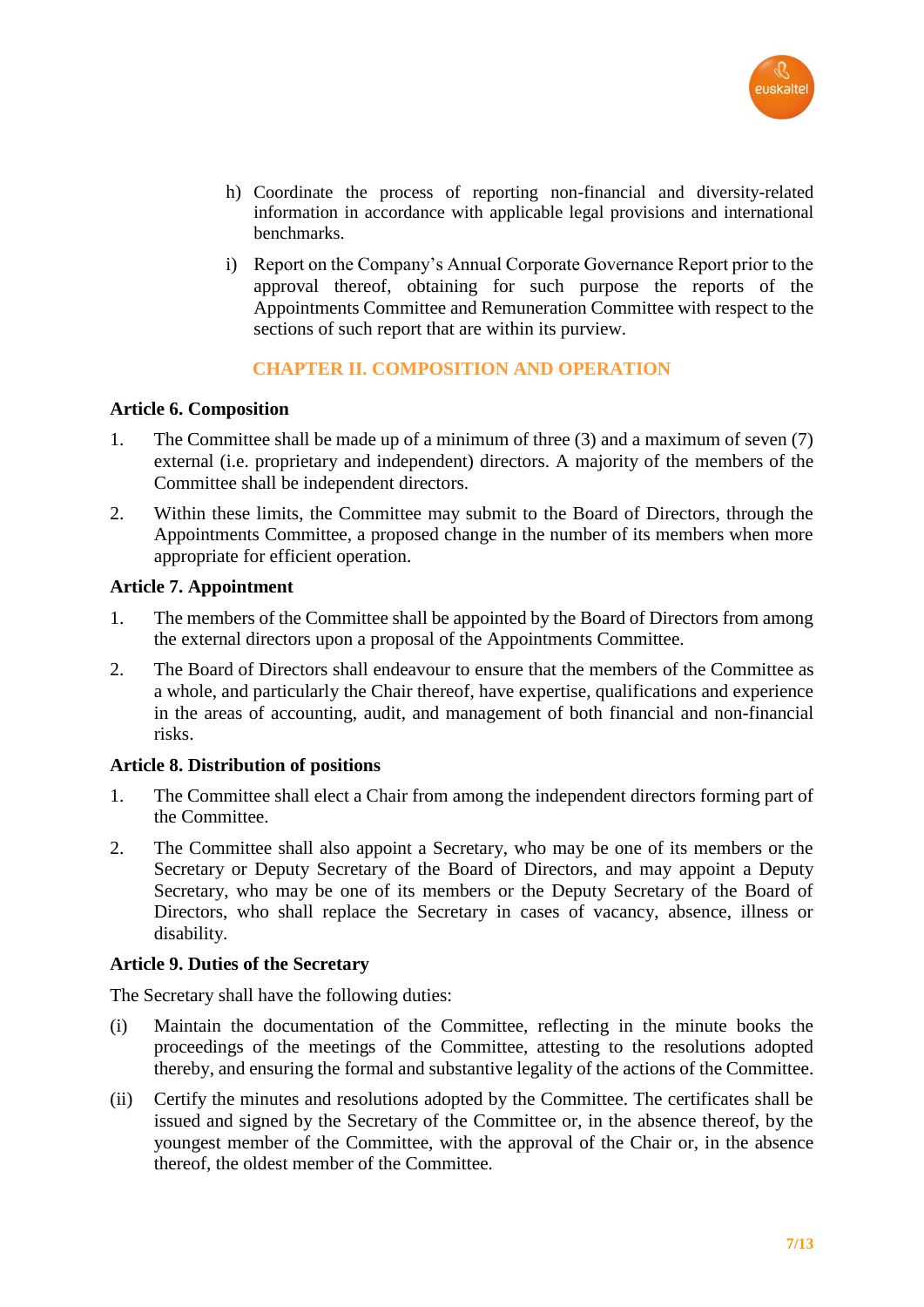h) Coordinate the process of reporting non-financial and diversity-related information in accordance with applicable legal provisions and international benchmarks.

i) Report on the Company's Annual Corporate Governance Report prior to the approval thereof, obtaining for such purpose the reports of the Appointments Committee and Remuneration Committee with respect to the sections of such report that are within its purview.

## CHAPTER II. COMPOSITION AND OPERATION

### Article 6. Composition

1. The Committee shall be made up of a minimum of three (3) and a maximum of seven (7) external (i.e. proprietary and independent) directors. A majority of the members of the Committee shall be independent directors.

2. Within these limits, the Committee may submit to the Board of Directors, through the Appointments Committee, a proposed change in the number of its members when more appropriate for efficient operation.

### Article 7. Appointment

1. The members of the Committee shall be appointed by the Board of Directors from among the external directors upon a proposal of the Appointments Committee.

2. The Board of Directors shall endeavour to ensure that the members of the Committee as a whole, and particularly the Chair thereof, have expertise, qualifications and experience in the areas of accounting, audit, and management of both financial and non-financial risks.

### Article 8. Distribution of positions

1. The Committee shall elect a Chair from among the independent directors forming part of the Committee.

2. The Committee shall also appoint a Secretary, who may be one of its members or the Secretary or Deputy Secretary of the Board of Directors, and may appoint a Deputy Secretary, who may be one of its members or the Deputy Secretary of the Board of Directors, who shall replace the Secretary in cases of vacancy, absence, illness or disability.

### Article 9. Duties of the Secretary

The Secretary shall have the following duties:

(i) Maintain the documentation of the Committee, reflecting in the minute books the proceedings of the meetings of the Committee, attesting to the resolutions adopted thereby, and ensuring the formal and substantive legality of the actions of the Committee.

(ii) Certify the minutes and resolutions adopted by the Committee. The certificates shall be issued and signed by the Secretary of the Committee or, in the absence thereof, by the youngest member of the Committee, with the approval of the Chair or, in the absence thereof, the oldest member of the Committee.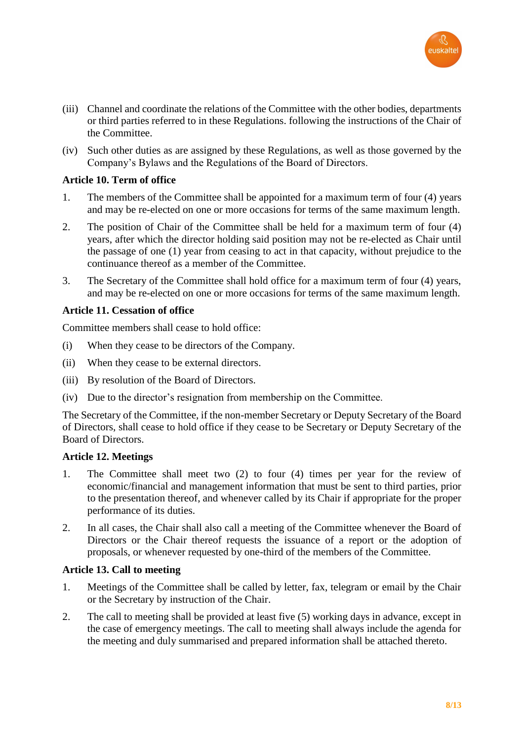(iii) Channel and coordinate the relations of the Committee with the other bodies, departments or third parties referred to in these Regulations. following the instructions of the Chair of the Committee.

(iv) Such other duties as are assigned by these Regulations, as well as those governed by the Company's Bylaws and the Regulations of the Board of Directors.

**Article 10. Term of office**

1. The members of the Committee shall be appointed for a maximum term of four (4) years and may be re-elected on one or more occasions for terms of the same maximum length.

2. The position of Chair of the Committee shall be held for a maximum term of four (4) years, after which the director holding said position may not be re-elected as Chair until the passage of one (1) year from ceasing to act in that capacity, without prejudice to the continuance thereof as a member of the Committee.

3. The Secretary of the Committee shall hold office for a maximum term of four (4) years, and may be re-elected on one or more occasions for terms of the same maximum length.

**Article 11. Cessation of office**

Committee members shall cease to hold office:

(i) When they cease to be directors of the Company.

(ii) When they cease to be external directors.

(iii) By resolution of the Board of Directors.

(iv) Due to the director's resignation from membership on the Committee.

The Secretary of the Committee, if the non-member Secretary or Deputy Secretary of the Board of Directors, shall cease to hold office if they cease to be Secretary or Deputy Secretary of the Board of Directors.

**Article 12. Meetings**

1. The Committee shall meet two (2) to four (4) times per year for the review of economic/financial and management information that must be sent to third parties, prior to the presentation thereof, and whenever called by its Chair if appropriate for the proper performance of its duties.

2. In all cases, the Chair shall also call a meeting of the Committee whenever the Board of Directors or the Chair thereof requests the issuance of a report or the adoption of proposals, or whenever requested by one-third of the members of the Committee.

**Article 13. Call to meeting**

1. Meetings of the Committee shall be called by letter, fax, telegram or email by the Chair or the Secretary by instruction of the Chair.

2. The call to meeting shall be provided at least five (5) working days in advance, except in the case of emergency meetings. The call to meeting shall always include the agenda for the meeting and duly summarised and prepared information shall be attached thereto.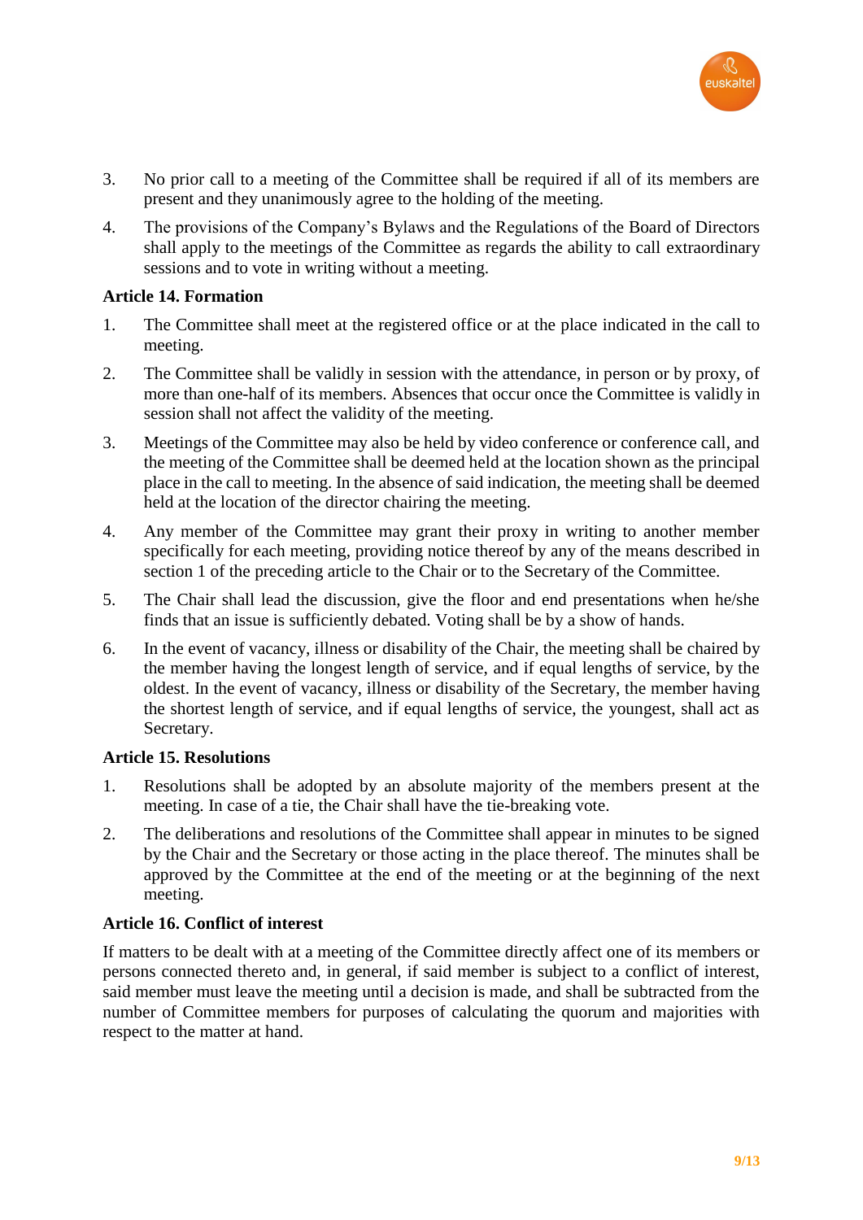3. No prior call to a meeting of the Committee shall be required if all of its members are present and they unanimously agree to the holding of the meeting.

4. The provisions of the Company's Bylaws and the Regulations of the Board of Directors shall apply to the meetings of the Committee as regards the ability to call extraordinary sessions and to vote in writing without a meeting.

**Article 14. Formation**

1. The Committee shall meet at the registered office or at the place indicated in the call to meeting.

2. The Committee shall be validly in session with the attendance, in person or by proxy, of more than one-half of its members. Absences that occur once the Committee is validly in session shall not affect the validity of the meeting.

3. Meetings of the Committee may also be held by video conference or conference call, and the meeting of the Committee shall be deemed held at the location shown as the principal place in the call to meeting. In the absence of said indication, the meeting shall be deemed held at the location of the director chairing the meeting.

4. Any member of the Committee may grant their proxy in writing to another member specifically for each meeting, providing notice thereof by any of the means described in section 1 of the preceding article to the Chair or to the Secretary of the Committee.

5. The Chair shall lead the discussion, give the floor and end presentations when he/she finds that an issue is sufficiently debated. Voting shall be by a show of hands.

6. In the event of vacancy, illness or disability of the Chair, the meeting shall be chaired by the member having the longest length of service, and if equal lengths of service, by the oldest. In the event of vacancy, illness or disability of the Secretary, the member having the shortest length of service, and if equal lengths of service, the youngest, shall act as Secretary.

**Article 15. Resolutions**

1. Resolutions shall be adopted by an absolute majority of the members present at the meeting. In case of a tie, the Chair shall have the tie-breaking vote.

2. The deliberations and resolutions of the Committee shall appear in minutes to be signed by the Chair and the Secretary or those acting in the place thereof. The minutes shall be approved by the Committee at the end of the meeting or at the beginning of the next meeting.

**Article 16. Conflict of interest**

If matters to be dealt with at a meeting of the Committee directly affect one of its members or persons connected thereto and, in general, if said member is subject to a conflict of interest, said member must leave the meeting until a decision is made, and shall be subtracted from the number of Committee members for purposes of calculating the quorum and majorities with respect to the matter at hand.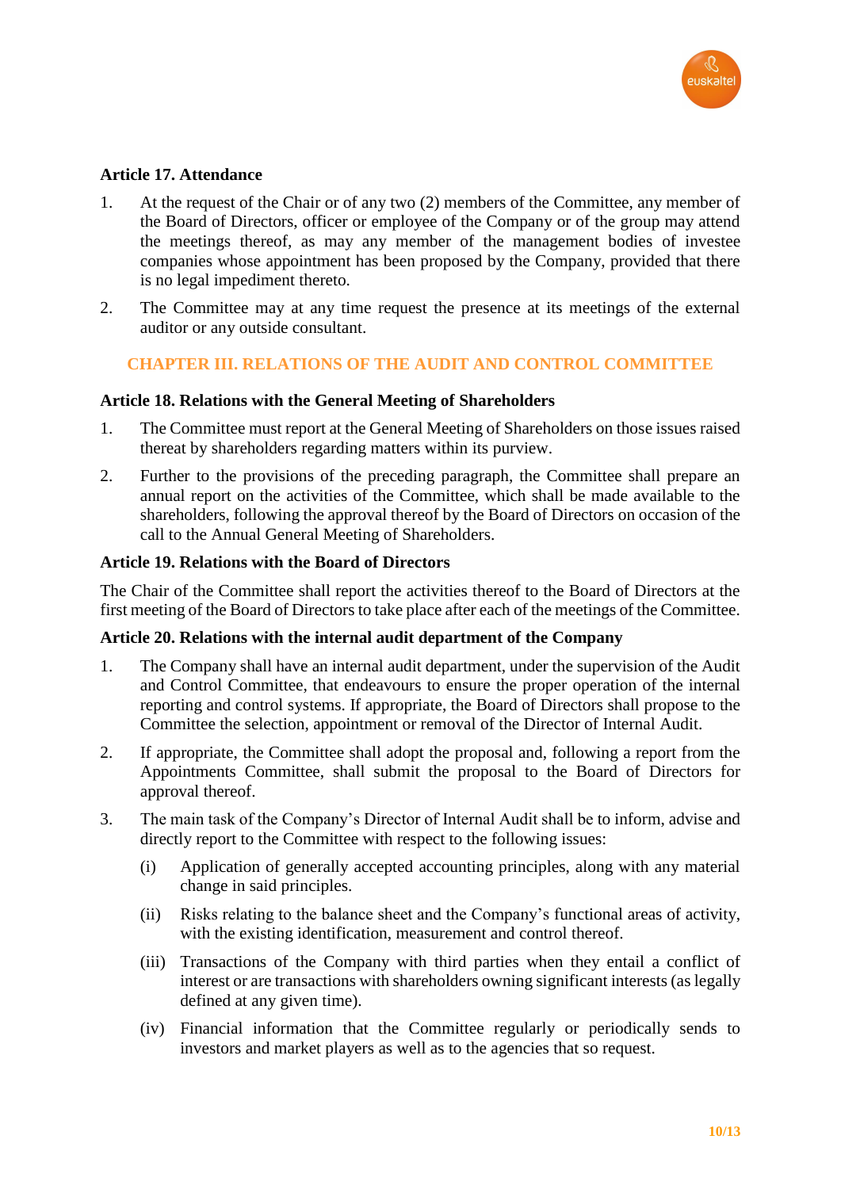**Article 17. Attendance**

1. At the request of the Chair or of any two (2) members of the Committee, any member of the Board of Directors, officer or employee of the Company or of the group may attend the meetings thereof, as may any member of the management bodies of investee companies whose appointment has been proposed by the Company, provided that there is no legal impediment thereto.
2. The Committee may at any time request the presence at its meetings of the external auditor or any outside consultant.

## CHAPTER III. RELATIONS OF THE AUDIT AND CONTROL COMMITTEE

**Article 18. Relations with the General Meeting of Shareholders**

1. The Committee must report at the General Meeting of Shareholders on those issues raised thereat by shareholders regarding matters within its purview.
2. Further to the provisions of the preceding paragraph, the Committee shall prepare an annual report on the activities of the Committee, which shall be made available to the shareholders, following the approval thereof by the Board of Directors on occasion of the call to the Annual General Meeting of Shareholders.

**Article 19. Relations with the Board of Directors**

The Chair of the Committee shall report the activities thereof to the Board of Directors at the first meeting of the Board of Directors to take place after each of the meetings of the Committee.

**Article 20. Relations with the internal audit department of the Company**

1. The Company shall have an internal audit department, under the supervision of the Audit and Control Committee, that endeavours to ensure the proper operation of the internal reporting and control systems. If appropriate, the Board of Directors shall propose to the Committee the selection, appointment or removal of the Director of Internal Audit.
2. If appropriate, the Committee shall adopt the proposal and, following a report from the Appointments Committee, shall submit the proposal to the Board of Directors for approval thereof.
3. The main task of the Company's Director of Internal Audit shall be to inform, advise and directly report to the Committee with respect to the following issues:
   - (i) Application of generally accepted accounting principles, along with any material change in said principles.
   - (ii) Risks relating to the balance sheet and the Company's functional areas of activity, with the existing identification, measurement and control thereof.
   - (iii) Transactions of the Company with third parties when they entail a conflict of interest or are transactions with shareholders owning significant interests (as legally defined at any given time).
   - (iv) Financial information that the Committee regularly or periodically sends to investors and market players as well as to the agencies that so request.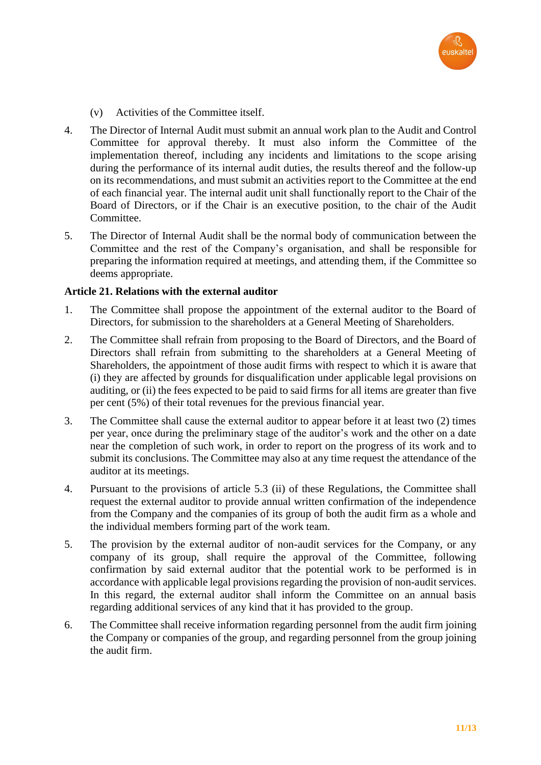(v) Activities of the Committee itself.

4. The Director of Internal Audit must submit an annual work plan to the Audit and Control Committee for approval thereby. It must also inform the Committee of the implementation thereof, including any incidents and limitations to the scope arising during the performance of its internal audit duties, the results thereof and the follow-up on its recommendations, and must submit an activities report to the Committee at the end of each financial year. The internal audit unit shall functionally report to the Chair of the Board of Directors, or if the Chair is an executive position, to the chair of the Audit Committee.

5. The Director of Internal Audit shall be the normal body of communication between the Committee and the rest of the Company's organisation, and shall be responsible for preparing the information required at meetings, and attending them, if the Committee so deems appropriate.

**Article 21. Relations with the external auditor**

1. The Committee shall propose the appointment of the external auditor to the Board of Directors, for submission to the shareholders at a General Meeting of Shareholders.

2. The Committee shall refrain from proposing to the Board of Directors, and the Board of Directors shall refrain from submitting to the shareholders at a General Meeting of Shareholders, the appointment of those audit firms with respect to which it is aware that (i) they are affected by grounds for disqualification under applicable legal provisions on auditing, or (ii) the fees expected to be paid to said firms for all items are greater than five per cent (5%) of their total revenues for the previous financial year.

3. The Committee shall cause the external auditor to appear before it at least two (2) times per year, once during the preliminary stage of the auditor's work and the other on a date near the completion of such work, in order to report on the progress of its work and to submit its conclusions. The Committee may also at any time request the attendance of the auditor at its meetings.

4. Pursuant to the provisions of article 5.3 (ii) of these Regulations, the Committee shall request the external auditor to provide annual written confirmation of the independence from the Company and the companies of its group of both the audit firm as a whole and the individual members forming part of the work team.

5. The provision by the external auditor of non-audit services for the Company, or any company of its group, shall require the approval of the Committee, following confirmation by said external auditor that the potential work to be performed is in accordance with applicable legal provisions regarding the provision of non-audit services. In this regard, the external auditor shall inform the Committee on an annual basis regarding additional services of any kind that it has provided to the group.

6. The Committee shall receive information regarding personnel from the audit firm joining the Company or companies of the group, and regarding personnel from the group joining the audit firm.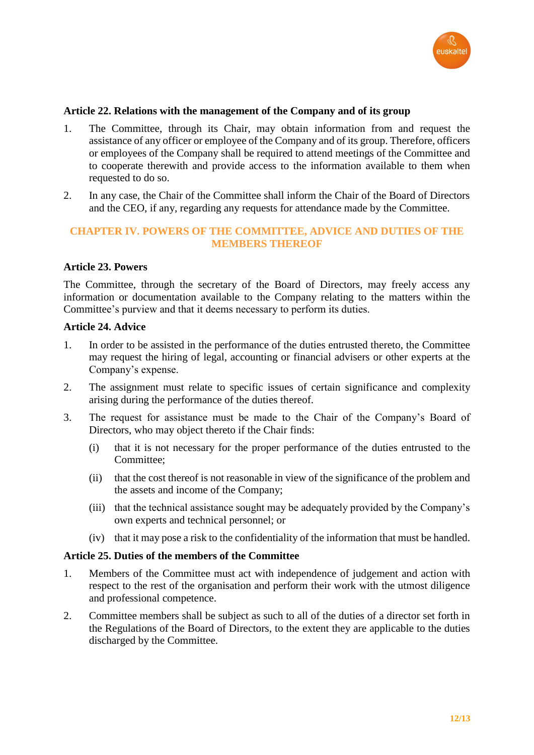### Article 22. Relations with the management of the Company and of its group

1. The Committee, through its Chair, may obtain information from and request the assistance of any officer or employee of the Company and of its group. Therefore, officers or employees of the Company shall be required to attend meetings of the Committee and to cooperate therewith and provide access to the information available to them when requested to do so.
2. In any case, the Chair of the Committee shall inform the Chair of the Board of Directors and the CEO, if any, regarding any requests for attendance made by the Committee.

## CHAPTER IV. POWERS OF THE COMMITTEE, ADVICE AND DUTIES OF THE MEMBERS THEREOF

### Article 23. Powers

The Committee, through the secretary of the Board of Directors, may freely access any information or documentation available to the Company relating to the matters within the Committee's purview and that it deems necessary to perform its duties.

### Article 24. Advice

1. In order to be assisted in the performance of the duties entrusted thereto, the Committee may request the hiring of legal, accounting or financial advisers or other experts at the Company's expense.
2. The assignment must relate to specific issues of certain significance and complexity arising during the performance of the duties thereof.
3. The request for assistance must be made to the Chair of the Company's Board of Directors, who may object thereto if the Chair finds:
   (i) that it is not necessary for the proper performance of the duties entrusted to the Committee;
   (ii) that the cost thereof is not reasonable in view of the significance of the problem and the assets and income of the Company;
   (iii) that the technical assistance sought may be adequately provided by the Company's own experts and technical personnel; or
   (iv) that it may pose a risk to the confidentiality of the information that must be handled.

### Article 25. Duties of the members of the Committee

1. Members of the Committee must act with independence of judgement and action with respect to the rest of the organisation and perform their work with the utmost diligence and professional competence.
2. Committee members shall be subject as such to all of the duties of a director set forth in the Regulations of the Board of Directors, to the extent they are applicable to the duties discharged by the Committee.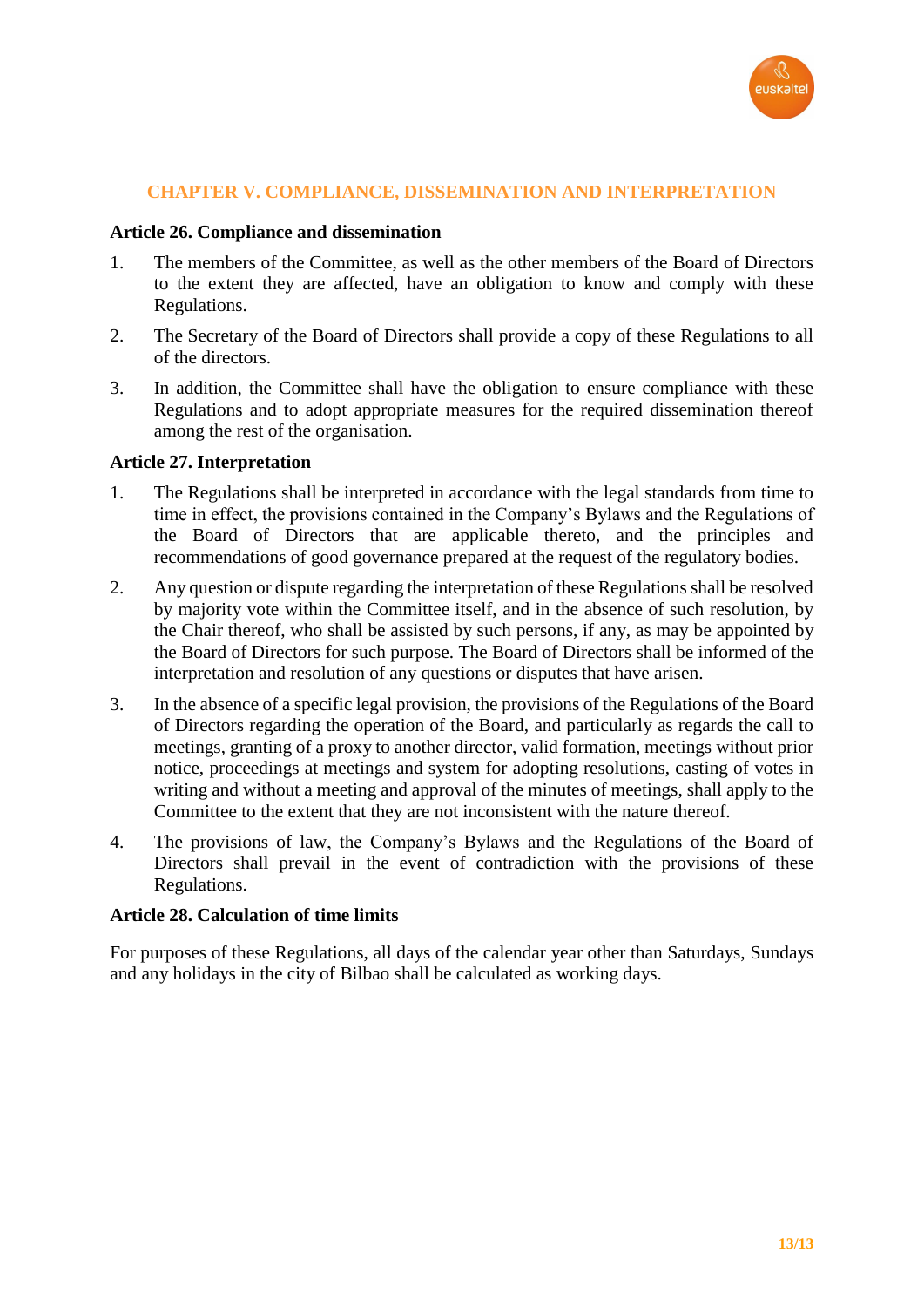## CHAPTER V. COMPLIANCE, DISSEMINATION AND INTERPRETATION

### Article 26. Compliance and dissemination

1. The members of the Committee, as well as the other members of the Board of Directors to the extent they are affected, have an obligation to know and comply with these Regulations.
2. The Secretary of the Board of Directors shall provide a copy of these Regulations to all of the directors.
3. In addition, the Committee shall have the obligation to ensure compliance with these Regulations and to adopt appropriate measures for the required dissemination thereof among the rest of the organisation.

### Article 27. Interpretation

1. The Regulations shall be interpreted in accordance with the legal standards from time to time in effect, the provisions contained in the Company's Bylaws and the Regulations of the Board of Directors that are applicable thereto, and the principles and recommendations of good governance prepared at the request of the regulatory bodies.
2. Any question or dispute regarding the interpretation of these Regulations shall be resolved by majority vote within the Committee itself, and in the absence of such resolution, by the Chair thereof, who shall be assisted by such persons, if any, as may be appointed by the Board of Directors for such purpose. The Board of Directors shall be informed of the interpretation and resolution of any questions or disputes that have arisen.
3. In the absence of a specific legal provision, the provisions of the Regulations of the Board of Directors regarding the operation of the Board, and particularly as regards the call to meetings, granting of a proxy to another director, valid formation, meetings without prior notice, proceedings at meetings and system for adopting resolutions, casting of votes in writing and without a meeting and approval of the minutes of meetings, shall apply to the Committee to the extent that they are not inconsistent with the nature thereof.
4. The provisions of law, the Company's Bylaws and the Regulations of the Board of Directors shall prevail in the event of contradiction with the provisions of these Regulations.

### Article 28. Calculation of time limits

For purposes of these Regulations, all days of the calendar year other than Saturdays, Sundays and any holidays in the city of Bilbao shall be calculated as working days.